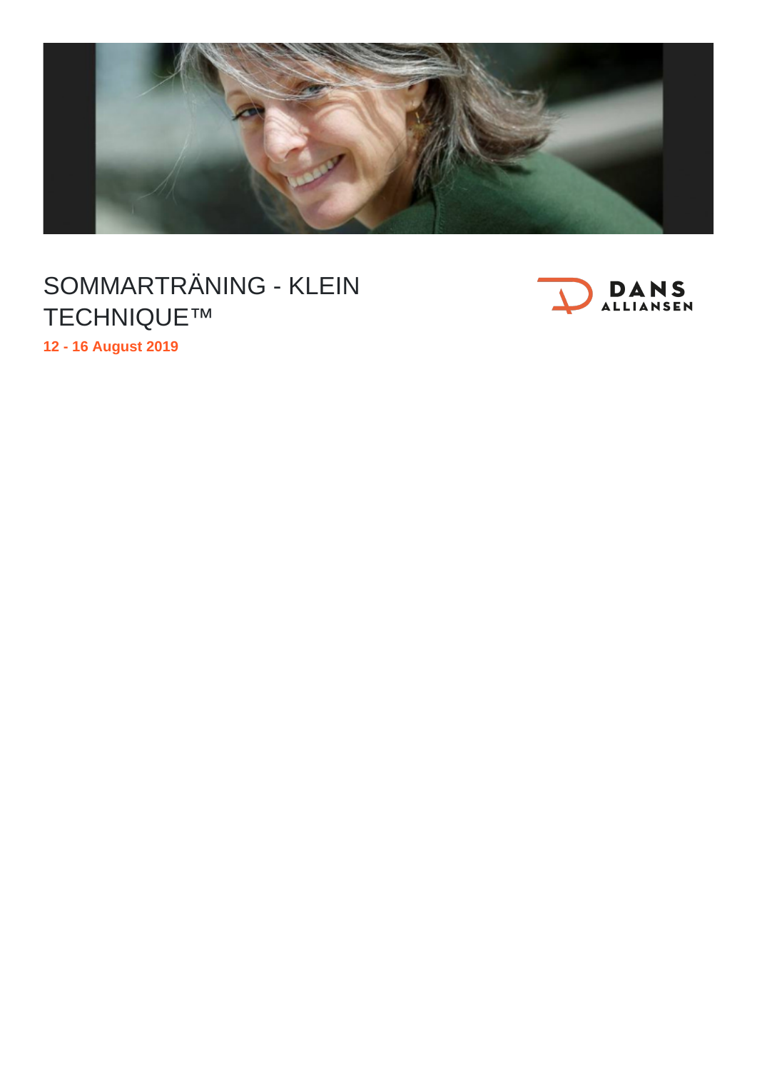# SOMMARTRÄNING - KLEIN TECHNIQUE™

**12 - 16 August 2019**

DANS ALLIANSEN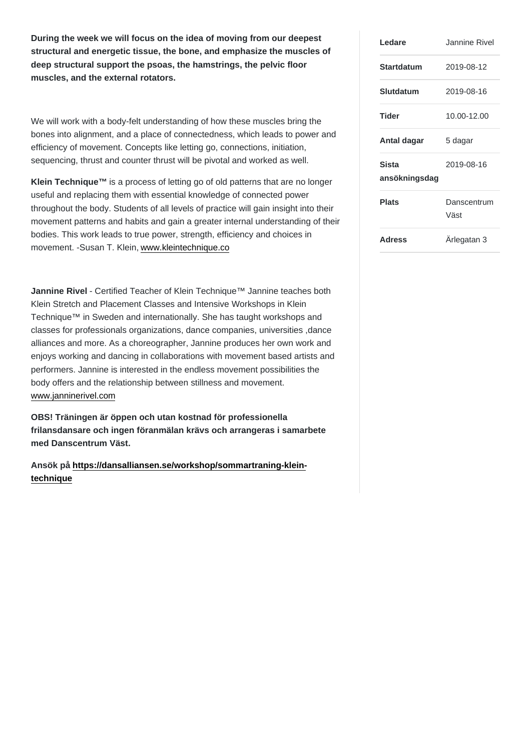**During the week we will focus on the idea of moving from our deepest structural and energetic tissue, the bone, and emphasize the muscles of deep structural support the psoas, the hamstrings, the pelvic floor muscles, and the external rotators.**

We will work with a body-felt understanding of how these muscles bring the bones into alignment, and a place of connectedness, which leads to power and efficiency of movement. Concepts like letting go, connections, initiation, sequencing, thrust and counter thrust will be pivotal and worked as well.

**Klein Technique™** is a process of letting go of old patterns that are no longer useful and replacing them with essential knowledge of connected power throughout the body. Students of all levels of practice will gain insight into their movement patterns and habits and gain a greater internal understanding of their bodies. This work leads to true power, strength, efficiency and choices in movement. -Susan T. Klein, www.kleintechnique.co

**Jannine Rivel** - Certified Teacher of Klein Technique™ Jannine teaches both Klein Stretch and Placement Classes and Intensive Workshops in Klein Technique™ in Sweden and internationally. She has taught workshops and classes for professionals organizations, dance companies, universities ,dance alliances and more. As a choreographer, Jannine produces her own work and enjoys working and dancing in collaborations with movement based artists and performers. Jannine is interested in the endless movement possibilities the body offers and the relationship between stillness and movement. www.jannineriveI.com

**OBS! Träningen är öppen och utan kostnad för professionella frilansdansare och ingen föranmälan krävs och arrangeras i samarbete med Danscentrum Väst.**

**Ansök på https://dansalliansen.se/workshop/sommartraning-klein-technique**

| | |
|---|---|
| **Ledare** | Jannine Rivel |
| **Startdatum** | 2019-08-12 |
| **Slutdatum** | 2019-08-16 |
| **Tider** | 10.00-12.00 |
| **Antal dagar** | 5 dagar |
| **Sista ansökningsdag** | 2019-08-16 |
| **Plats** | Danscentrum Väst |
| **Adress** | Ärlegatan 3 |